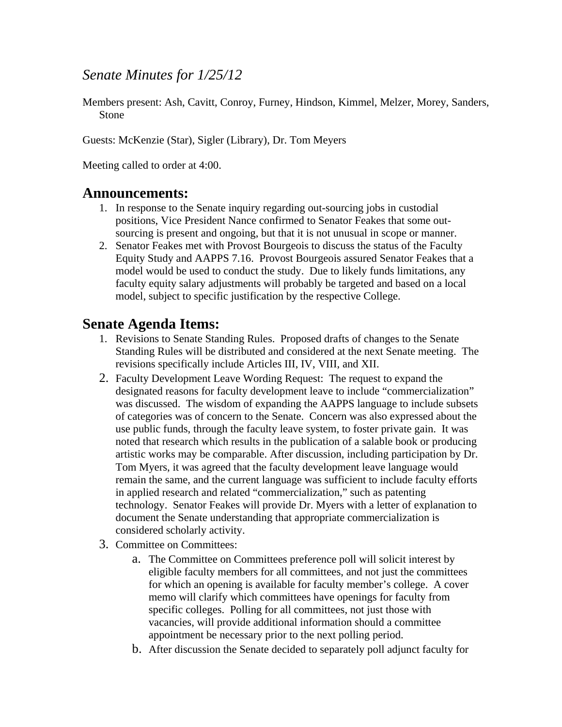*Senate Minutes for 1/25/12*

Members present: Ash, Cavitt, Conroy, Furney, Hindson, Kimmel, Melzer, Morey, Sanders, Stone

Guests: McKenzie (Star), Sigler (Library), Dr. Tom Meyers

Meeting called to order at 4:00.

## Announcements:

1. In response to the Senate inquiry regarding out-sourcing jobs in custodial positions, Vice President Nance confirmed to Senator Feakes that some out-sourcing is present and ongoing, but that it is not unusual in scope or manner.
2. Senator Feakes met with Provost Bourgeois to discuss the status of the Faculty Equity Study and AAPPS 7.16. Provost Bourgeois assured Senator Feakes that a model would be used to conduct the study. Due to likely funds limitations, any faculty equity salary adjustments will probably be targeted and based on a local model, subject to specific justification by the respective College.

## Senate Agenda Items:

1. Revisions to Senate Standing Rules. Proposed drafts of changes to the Senate Standing Rules will be distributed and considered at the next Senate meeting. The revisions specifically include Articles III, IV, VIII, and XII.
2. Faculty Development Leave Wording Request: The request to expand the designated reasons for faculty development leave to include "commercialization" was discussed. The wisdom of expanding the AAPPS language to include subsets of categories was of concern to the Senate. Concern was also expressed about the use public funds, through the faculty leave system, to foster private gain. It was noted that research which results in the publication of a salable book or producing artistic works may be comparable. After discussion, including participation by Dr. Tom Myers, it was agreed that the faculty development leave language would remain the same, and the current language was sufficient to include faculty efforts in applied research and related "commercialization," such as patenting technology. Senator Feakes will provide Dr. Myers with a letter of explanation to document the Senate understanding that appropriate commercialization is considered scholarly activity.
3. Committee on Committees:
   a. The Committee on Committees preference poll will solicit interest by eligible faculty members for all committees, and not just the committees for which an opening is available for faculty member's college. A cover memo will clarify which committees have openings for faculty from specific colleges. Polling for all committees, not just those with vacancies, will provide additional information should a committee appointment be necessary prior to the next polling period.
   b. After discussion the Senate decided to separately poll adjunct faculty for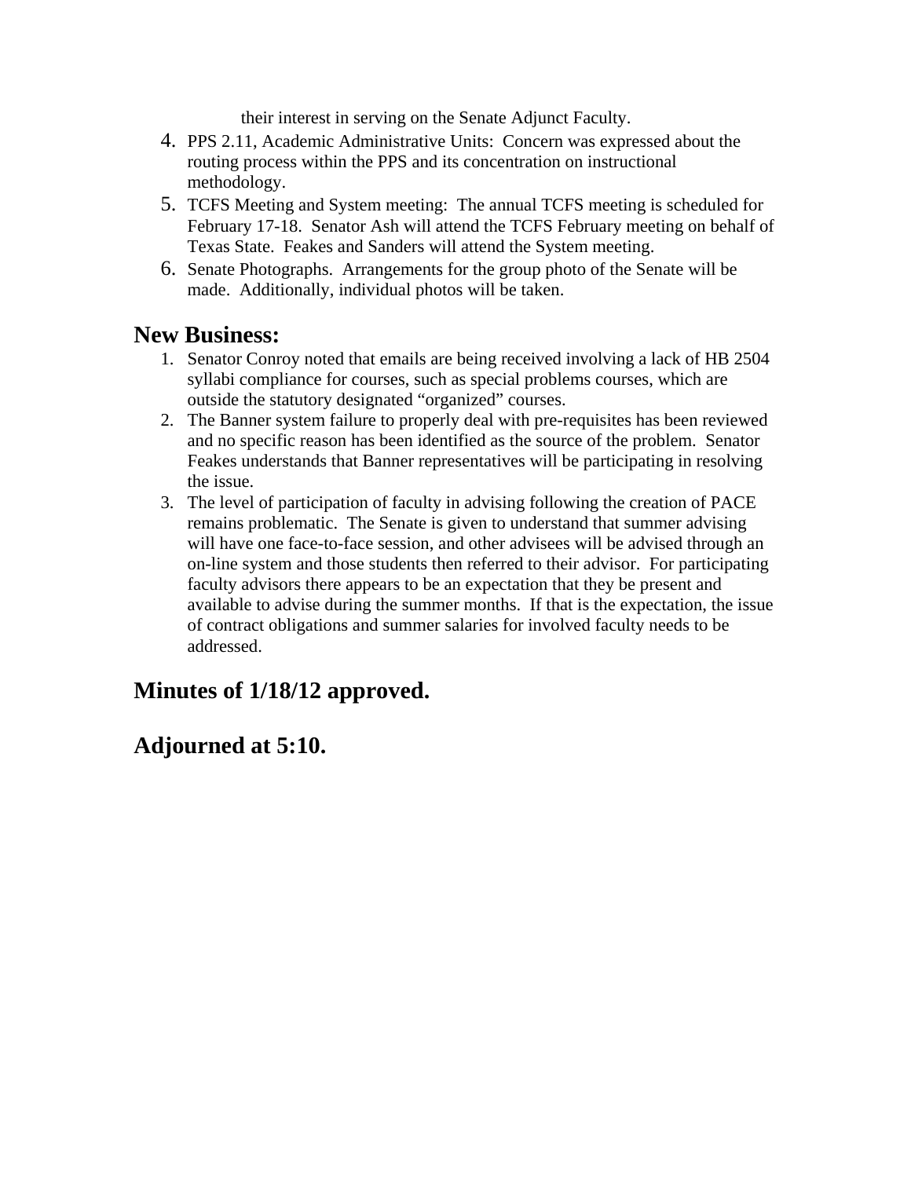their interest in serving on the Senate Adjunct Faculty.

4. PPS 2.11, Academic Administrative Units: Concern was expressed about the routing process within the PPS and its concentration on instructional methodology.
5. TCFS Meeting and System meeting: The annual TCFS meeting is scheduled for February 17-18. Senator Ash will attend the TCFS February meeting on behalf of Texas State. Feakes and Sanders will attend the System meeting.
6. Senate Photographs. Arrangements for the group photo of the Senate will be made. Additionally, individual photos will be taken.

## New Business:

1. Senator Conroy noted that emails are being received involving a lack of HB 2504 syllabi compliance for courses, such as special problems courses, which are outside the statutory designated "organized" courses.
2. The Banner system failure to properly deal with pre-requisites has been reviewed and no specific reason has been identified as the source of the problem. Senator Feakes understands that Banner representatives will be participating in resolving the issue.
3. The level of participation of faculty in advising following the creation of PACE remains problematic. The Senate is given to understand that summer advising will have one face-to-face session, and other advisees will be advised through an on-line system and those students then referred to their advisor. For participating faculty advisors there appears to be an expectation that they be present and available to advise during the summer months. If that is the expectation, the issue of contract obligations and summer salaries for involved faculty needs to be addressed.

## Minutes of 1/18/12 approved.

## Adjourned at 5:10.